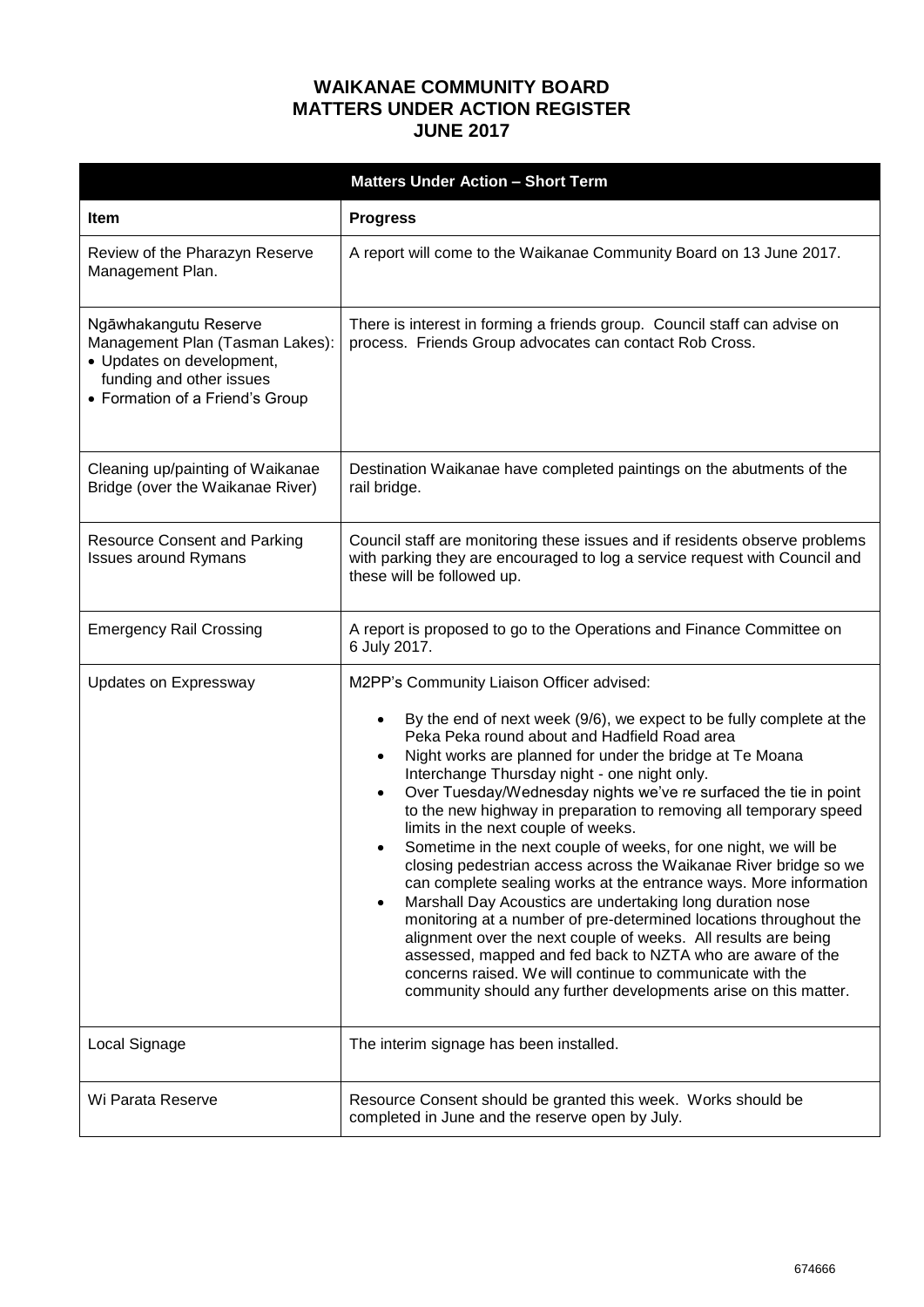# WAIKANAE COMMUNITY BOARD
# MATTERS UNDER ACTION REGISTER
# JUNE 2017

| Matters Under Action – Short Term | |
|---|---|
| **Item** | **Progress** |
| Review of the Pharazyn Reserve Management Plan. | A report will come to the Waikanae Community Board on 13 June 2017. |
| Ngāwhakangutu Reserve Management Plan (Tasman Lakes):<br>• Updates on development, funding and other issues<br>• Formation of a Friend's Group | There is interest in forming a friends group. Council staff can advise on process. Friends Group advocates can contact Rob Cross. |
| Cleaning up/painting of Waikanae Bridge (over the Waikanae River) | Destination Waikanae have completed paintings on the abutments of the rail bridge. |
| Resource Consent and Parking Issues around Rymans | Council staff are monitoring these issues and if residents observe problems with parking they are encouraged to log a service request with Council and these will be followed up. |
| Emergency Rail Crossing | A report is proposed to go to the Operations and Finance Committee on 6 July 2017. |
| Updates on Expressway | M2PP's Community Liaison Officer advised:<br>• By the end of next week (9/6), we expect to be fully complete at the Peka Peka round about and Hadfield Road area<br>• Night works are planned for under the bridge at Te Moana Interchange Thursday night - one night only.<br>• Over Tuesday/Wednesday nights we've re surfaced the tie in point to the new highway in preparation to removing all temporary speed limits in the next couple of weeks.<br>• Sometime in the next couple of weeks, for one night, we will be closing pedestrian access across the Waikanae River bridge so we can complete sealing works at the entrance ways. More information<br>• Marshall Day Acoustics are undertaking long duration nose monitoring at a number of pre-determined locations throughout the alignment over the next couple of weeks. All results are being assessed, mapped and fed back to NZTA who are aware of the concerns raised. We will continue to communicate with the community should any further developments arise on this matter. |
| Local Signage | The interim signage has been installed. |
| Wi Parata Reserve | Resource Consent should be granted this week. Works should be completed in June and the reserve open by July. |

674666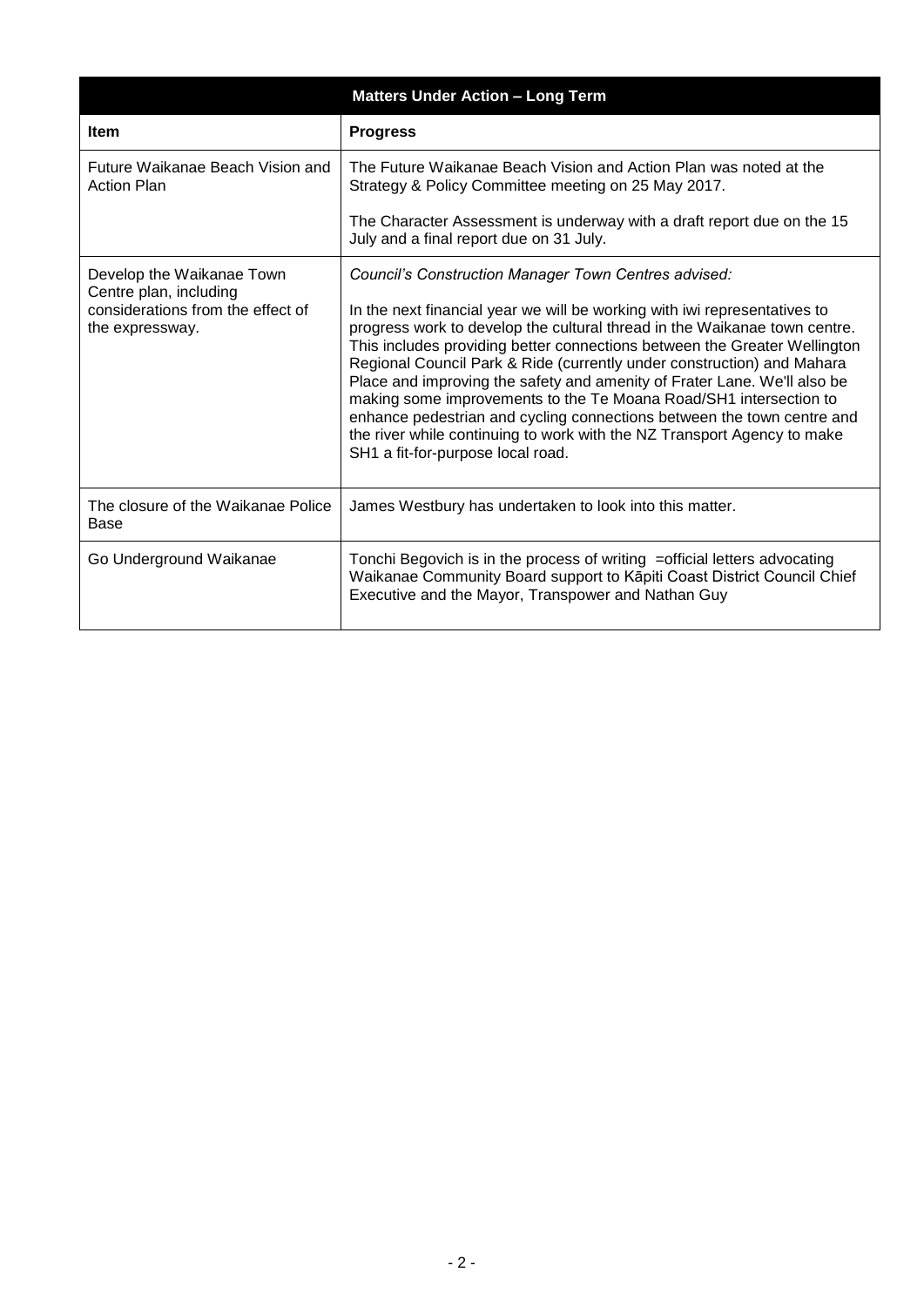| Matters Under Action – Long Term | |
|---|---|
| **Item** | **Progress** |
| Future Waikanae Beach Vision and Action Plan | The Future Waikanae Beach Vision and Action Plan was noted at the Strategy & Policy Committee meeting on 25 May 2017.<br><br>The Character Assessment is underway with a draft report due on the 15 July and a final report due on 31 July. |
| Develop the Waikanae Town Centre plan, including considerations from the effect of the expressway. | *Council's Construction Manager Town Centres advised:*<br><br>In the next financial year we will be working with iwi representatives to progress work to develop the cultural thread in the Waikanae town centre. This includes providing better connections between the Greater Wellington Regional Council Park & Ride (currently under construction) and Mahara Place and improving the safety and amenity of Frater Lane. We'll also be making some improvements to the Te Moana Road/SH1 intersection to enhance pedestrian and cycling connections between the town centre and the river while continuing to work with the NZ Transport Agency to make SH1 a fit-for-purpose local road. |
| The closure of the Waikanae Police Base | James Westbury has undertaken to look into this matter. |
| Go Underground Waikanae | Tonchi Begovich is in the process of writing =official letters advocating Waikanae Community Board support to Kāpiti Coast District Council Chief Executive and the Mayor, Transpower and Nathan Guy |